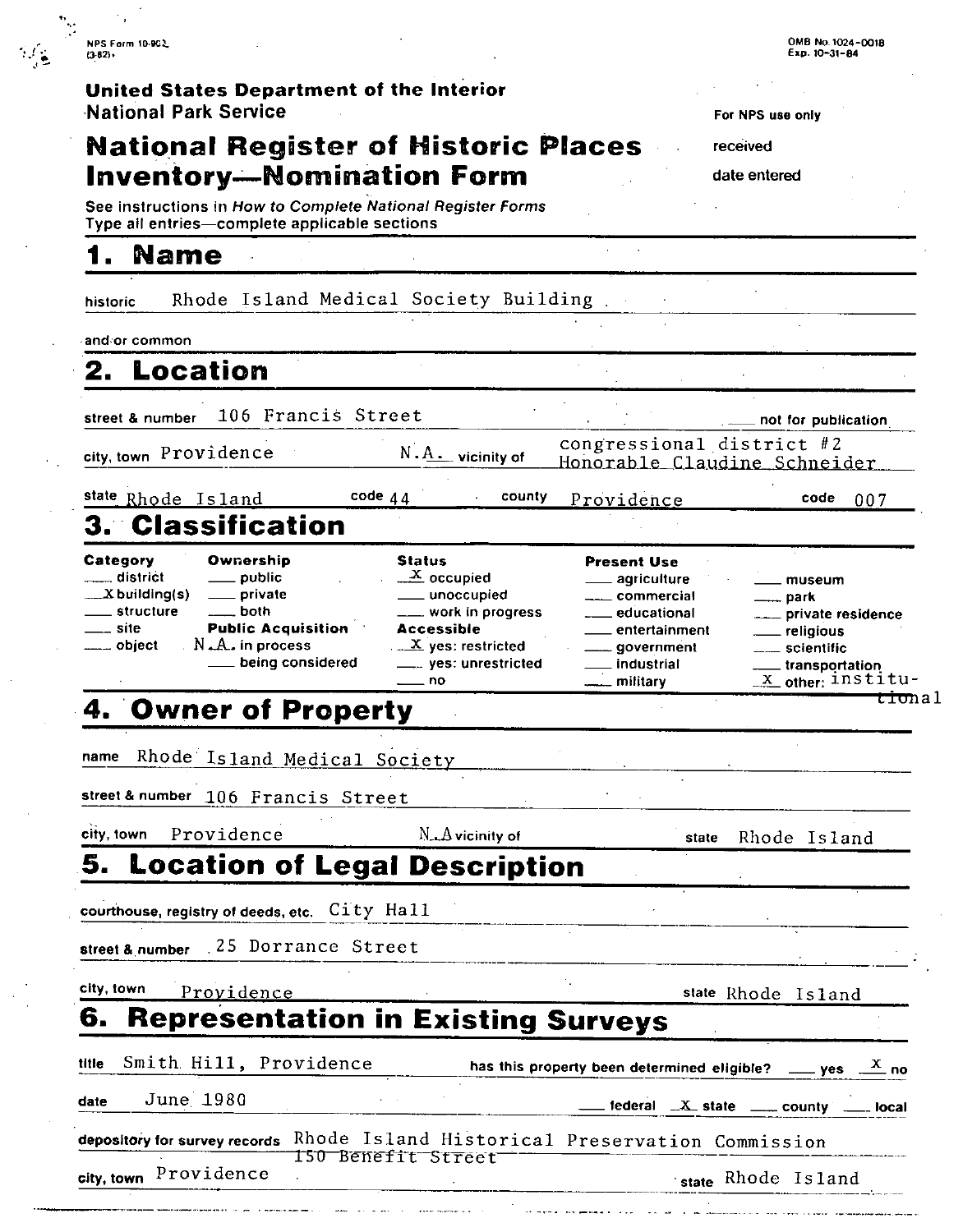NPS Form 10-900
(3-82)

OMB No. 1024-0018
Exp. 10-31-84

**United States Department of the Interior**
**National Park Service**

For NPS use only

received

date entered

# National Register of Historic Places Inventory—Nomination Form

See instructions in *How to Complete National Register Forms*
Type all entries—complete applicable sections

## 1. Name

historic Rhode Island Medical Society Building

and/or common

## 2. Location

street & number 106 Francis Street ___ not for publication

city, town Providence N.A. vicinity of congressional district #2 Honorable Claudine Schneider

state Rhode Island code 44 county Providence code 007

## 3. Classification

| Category | Ownership | Status | Present Use | |
|---|---|---|---|---|
| ___ district | ___ public | X occupied | ___ agriculture | ___ museum |
| X building(s) | ___ private | ___ unoccupied | ___ commercial | ___ park |
| ___ structure | ___ both | ___ work in progress | ___ educational | ___ private residence |
| ___ site | **Public Acquisition** | **Accessible** | ___ entertainment | ___ religious |
| ___ object | N.A. in process | X yes: restricted | ___ government | ___ scientific |
| | ___ being considered | ___ yes: unrestricted | ___ industrial | ___ transportation |
| | | ___ no | ___ military | X other: institutional |

## 4. Owner of Property

name Rhode Island Medical Society

street & number 106 Francis Street

city, town Providence N.A vicinity of state Rhode Island

## 5. Location of Legal Description

courthouse, registry of deeds, etc. City Hall

street & number 25 Dorrance Street

city, town Providence state Rhode Island

## 6. Representation in Existing Surveys

title Smith Hill, Providence has this property been determined eligible? ___ yes X no

date June 1980 ___ federal X state ___ county ___ local

depository for survey records Rhode Island Historical Preservation Commission ~~150 Benefit Street~~

city, town Providence state Rhode Island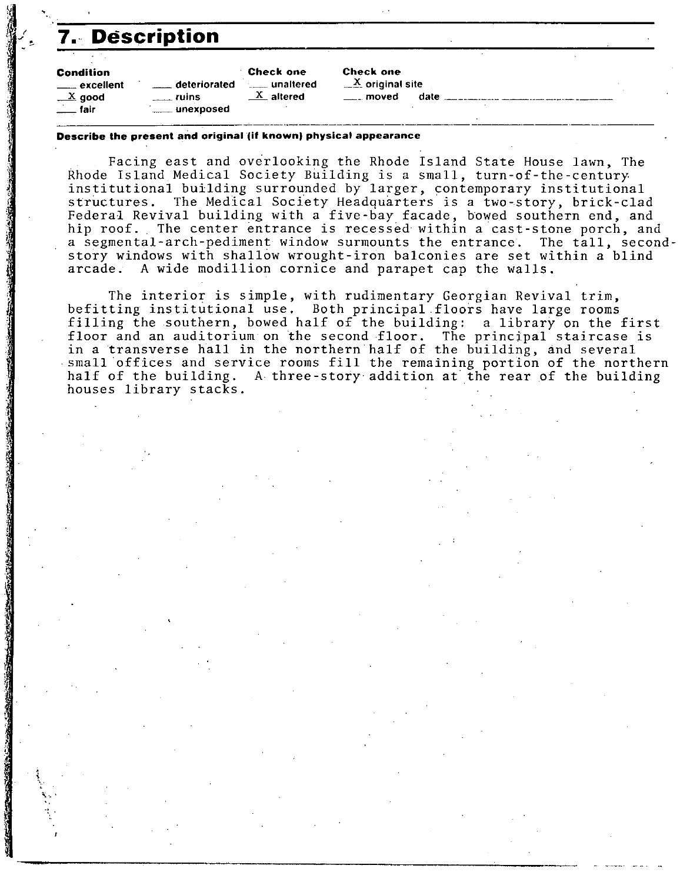# 7. Description

| Condition | | Check one | Check one |
| --- | --- | --- | --- |
| ___ excellent | ___ deteriorated | ___ unaltered | _X_ original site |
| _X_ good | ___ ruins | _X_ altered | ___ moved date ___ |
| ___ fair | ___ unexposed | | |

**Describe the present and original (if known) physical appearance**

Facing east and overlooking the Rhode Island State House lawn, The Rhode Island Medical Society Building is a small, turn-of-the-century institutional building surrounded by larger, contemporary institutional structures. The Medical Society Headquarters is a two-story, brick-clad Federal Revival building with a five-bay facade, bowed southern end, and hip roof. The center entrance is recessed within a cast-stone porch, and a segmental-arch-pediment window surmounts the entrance. The tall, second-story windows with shallow wrought-iron balconies are set within a blind arcade. A wide modillion cornice and parapet cap the walls.

The interior is simple, with rudimentary Georgian Revival trim, befitting institutional use. Both principal floors have large rooms filling the southern, bowed half of the building: a library on the first floor and an auditorium on the second floor. The principal staircase is in a transverse hall in the northern half of the building, and several small offices and service rooms fill the remaining portion of the northern half of the building. A three-story addition at the rear of the building houses library stacks.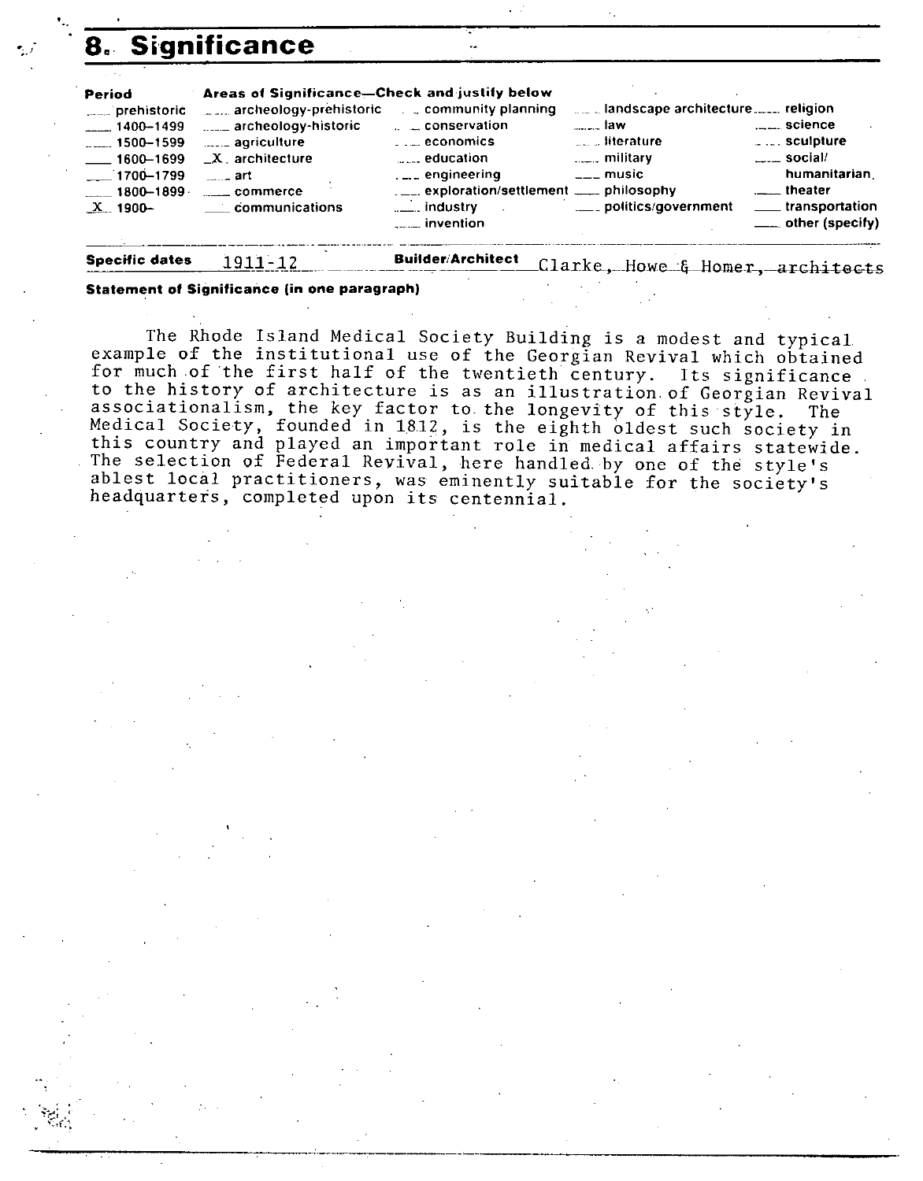# 8. Significance

| Period | Areas of Significance—Check and justify below | | | |
|---|---|---|---|---|
| ___ prehistoric | ___ archeology-prehistoric | ___ community planning | ___ landscape architecture | ___ religion |
| ___ 1400–1499 | ___ archeology-historic | ___ conservation | ___ law | ___ science |
| ___ 1500–1599 | ___ agriculture | ___ economics | ___ literature | ___ sculpture |
| ___ 1600–1699 | _X_ architecture | ___ education | ___ military | ___ social/humanitarian |
| ___ 1700–1799 | ___ art | ___ engineering | ___ music | ___ theater |
| ___ 1800–1899 | ___ commerce | ___ exploration/settlement | ___ philosophy | ___ transportation |
| _X_ 1900– | ___ communications | ___ industry | ___ politics/government | ___ other (specify) |
| | | ___ invention | | |

**Specific dates** 1911-12 **Builder/Architect** Clarke, Howe & Homer, architects

**Statement of Significance (in one paragraph)**

The Rhode Island Medical Society Building is a modest and typical example of the institutional use of the Georgian Revival which obtained for much of the first half of the twentieth century. Its significance to the history of architecture is as an illustration of Georgian Revival associationalism, the key factor to the longevity of this style. The Medical Society, founded in 1812, is the eighth oldest such society in this country and played an important role in medical affairs statewide. The selection of Federal Revival, here handled by one of the style's ablest local practitioners, was eminently suitable for the society's headquarters, completed upon its centennial.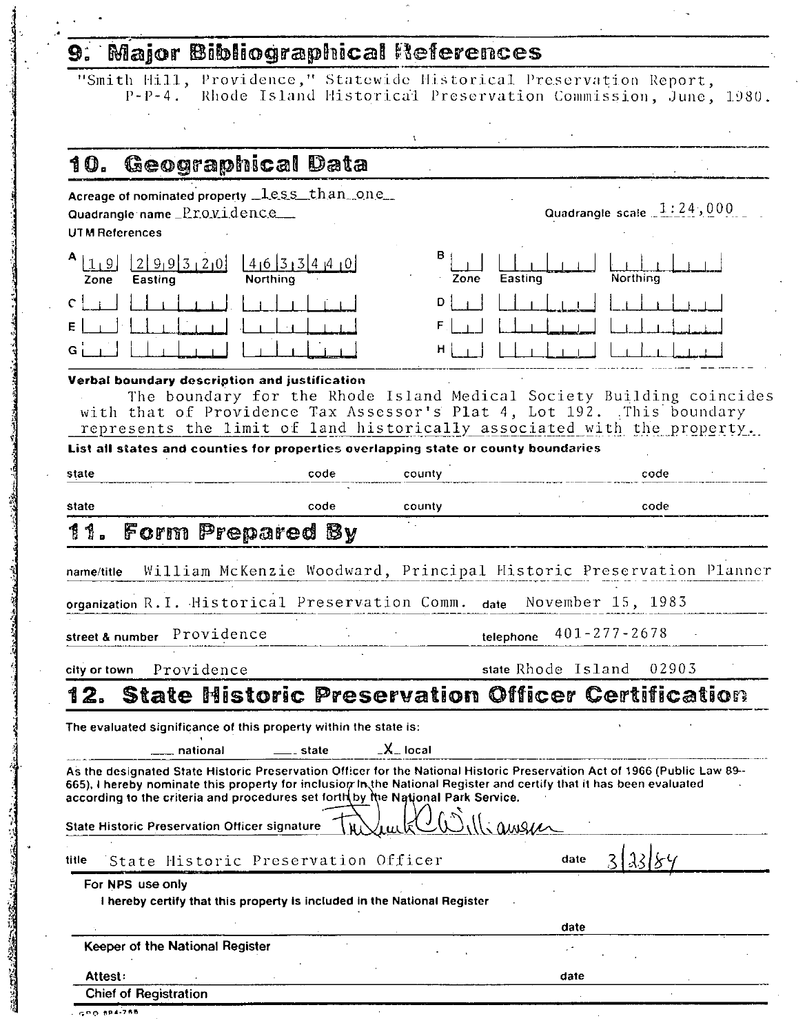## 9. Major Bibliographical References

"Smith Hill, Providence," Statewide Historical Preservation Report, P-P-4. Rhode Island Historical Preservation Commission, June, 1980.

## 10. Geographical Data

Acreage of nominated property less than one

Quadrangle name Providence

Quadrangle scale 1:24,000

UTM References

| | Zone | Easting | Northing |
|---|---|---|---|
| A | 19 | 299320 | 4633440 |
| B | | | |
| C | | | |
| D | | | |
| E | | | |
| F | | | |
| G | | | |
| H | | | |

**Verbal boundary description and justification**

The boundary for the Rhode Island Medical Society Building coincides with that of Providence Tax Assessor's Plat 4, Lot 192. This boundary represents the limit of land historically associated with the property.

**List all states and counties for properties overlapping state or county boundaries**

| state | code | county | code |
|---|---|---|---|
| | | | |
| | | | |

## 11. Form Prepared By

name/title William McKenzie Woodward, Principal Historic Preservation Planner

organization R.I. Historical Preservation Comm. date November 15, 1983

street & number Providence telephone 401-277-2678

city or town Providence state Rhode Island 02903

## 12. State Historic Preservation Officer Certification

The evaluated significance of this property within the state is:

___ national ___ state _X_ local

As the designated State Historic Preservation Officer for the National Historic Preservation Act of 1966 (Public Law 89-665), I hereby nominate this property for inclusion in the National Register and certify that it has been evaluated according to the criteria and procedures set forth by the National Park Service.

State Historic Preservation Officer signature Frederick C. Williamson

title State Historic Preservation Officer date 3/23/84

For NPS use only

I hereby certify that this property is included in the National Register

date

Keeper of the National Register

Attest: date

Chief of Registration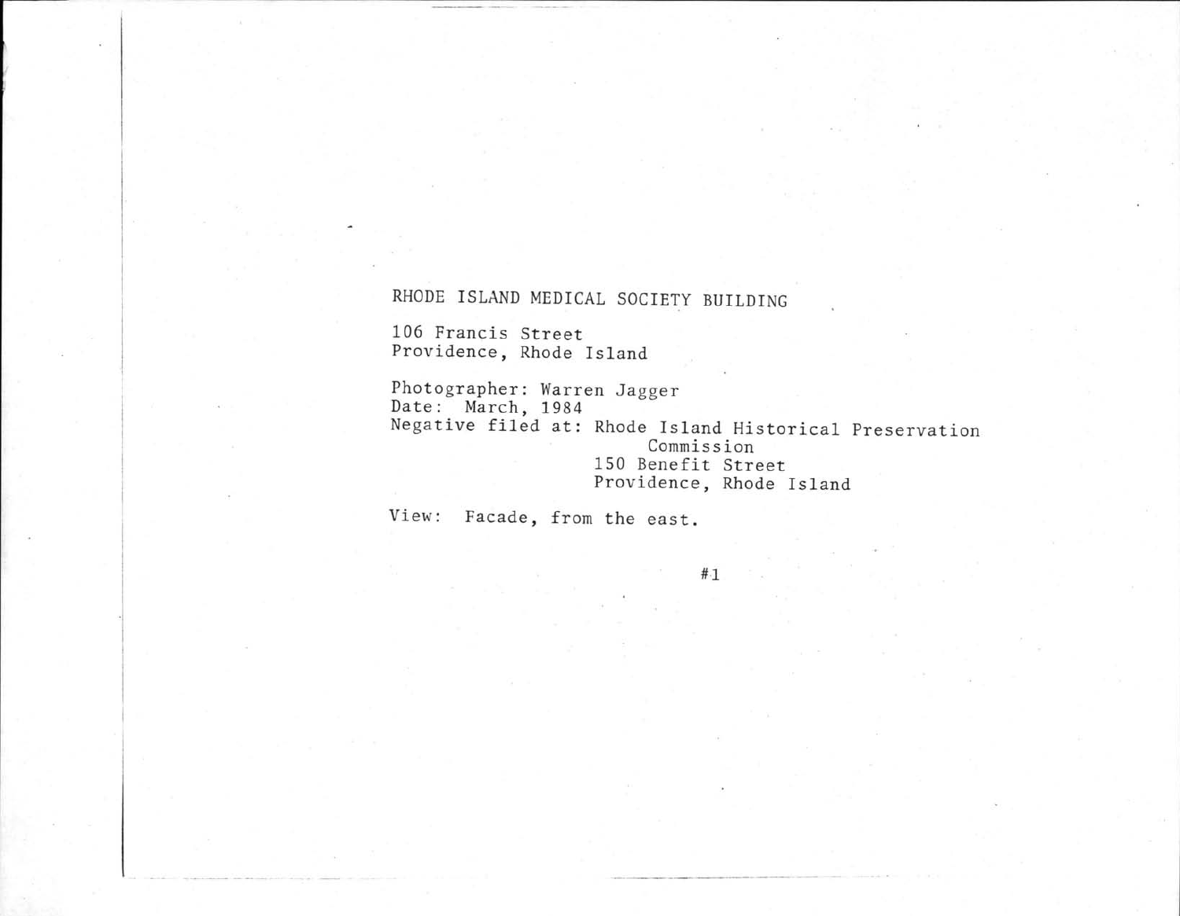RHODE ISLAND MEDICAL SOCIETY BUILDING

106 Francis Street
Providence, Rhode Island

Photographer: Warren Jagger
Date: March, 1984
Negative filed at: Rhode Island Historical Preservation Commission
150 Benefit Street
Providence, Rhode Island

View: Facade, from the east.

#1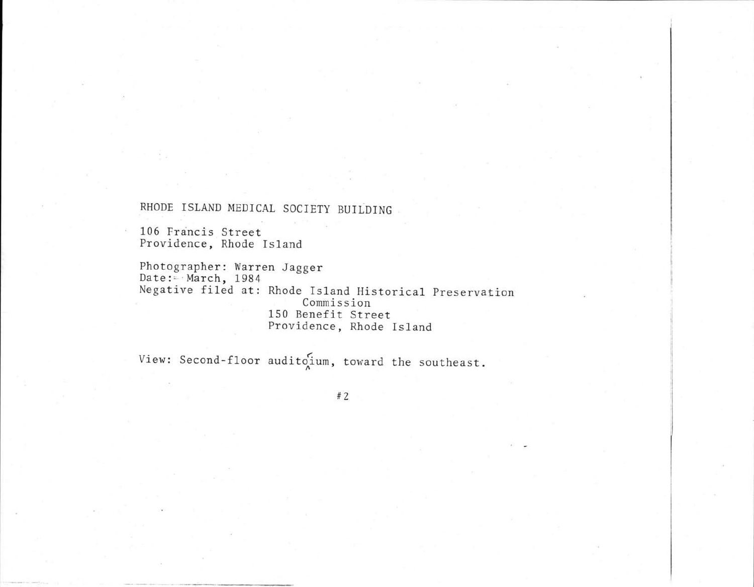RHODE ISLAND MEDICAL SOCIETY BUILDING

106 Francis Street
Providence, Rhode Island

Photographer: Warren Jagger
Date: March, 1984
Negative filed at: Rhode Island Historical Preservation Commission
150 Benefit Street
Providence, Rhode Island

View: Second-floor auditorium, toward the southeast.

#2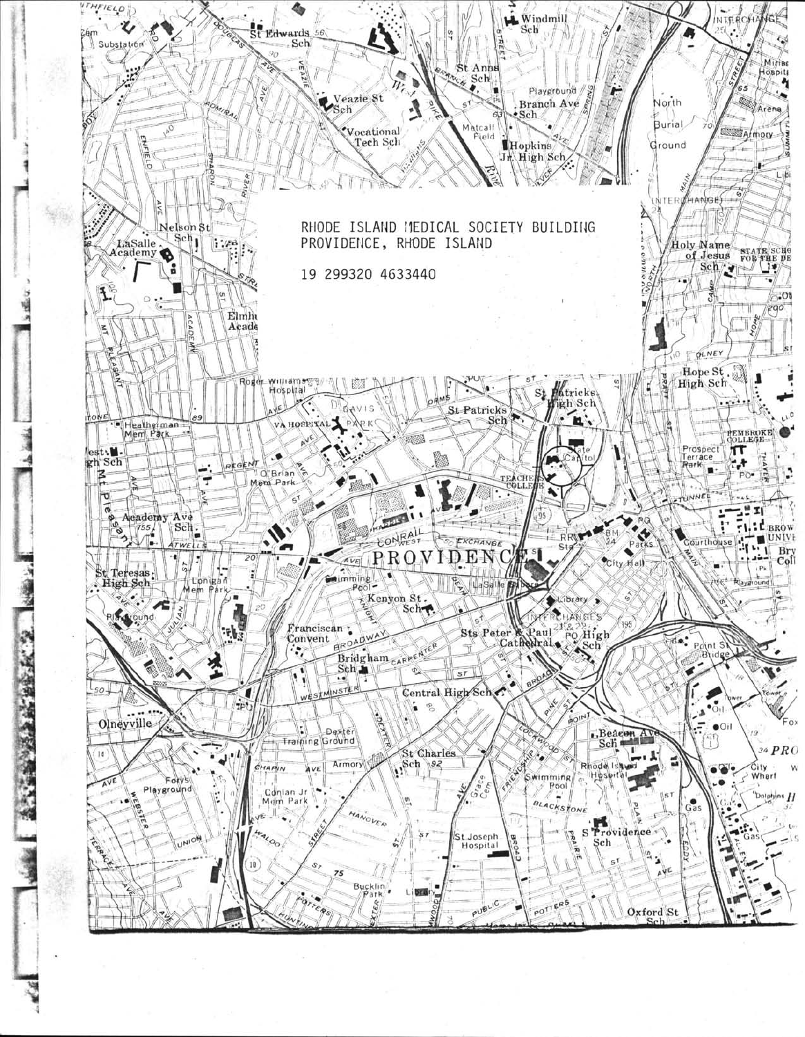RHODE ISLAND MEDICAL SOCIETY BUILDING
PROVIDENCE, RHODE ISLAND

19 299320 4633440